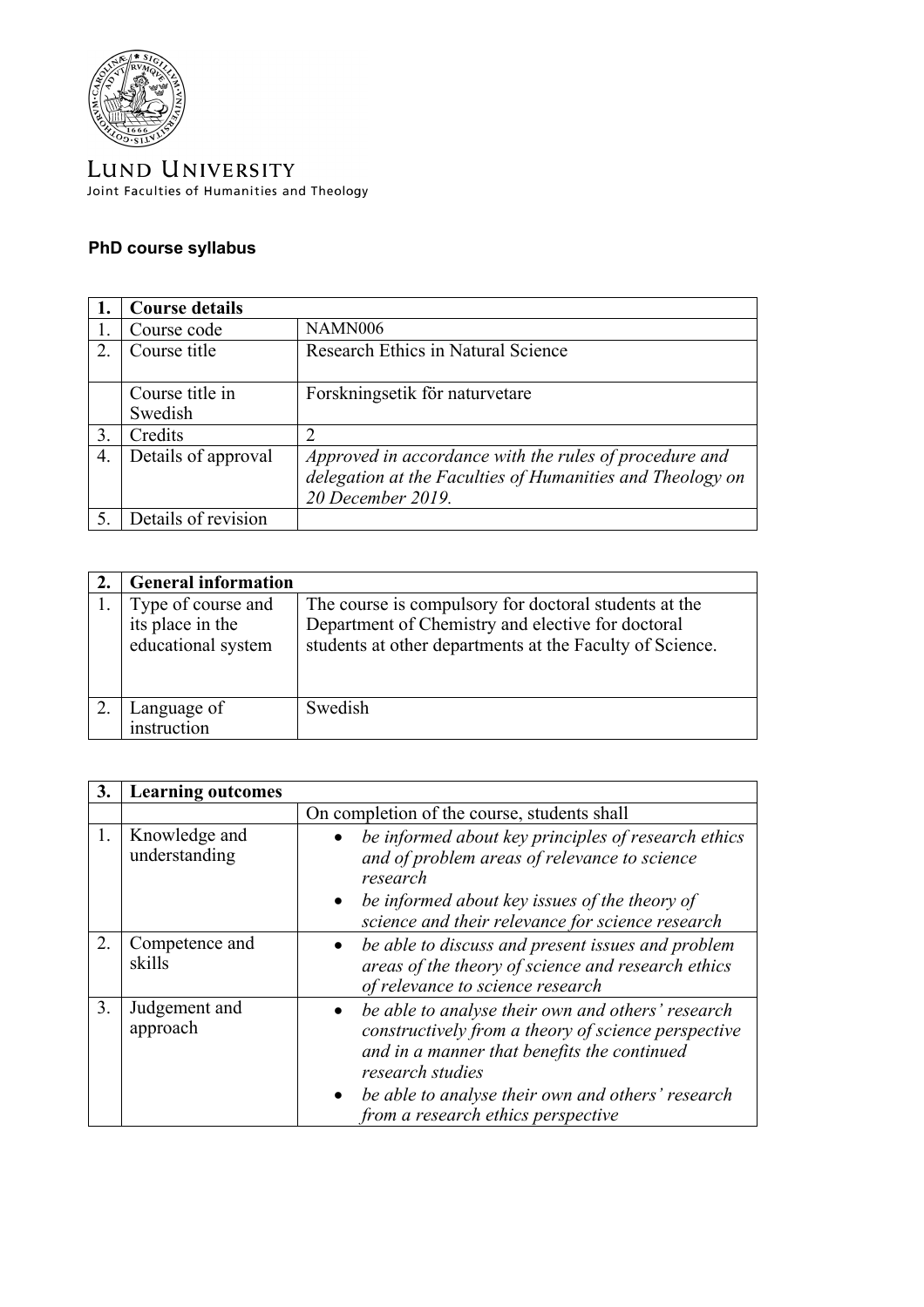LUND UNIVERSITY
Joint Faculties of Humanities and Theology

**PhD course syllabus**

| 1. | **Course details** | |
|---|---|---|
| 1. | Course code | NAMN006 |
| 2. | Course title | Research Ethics in Natural Science |
| | Course title in Swedish | Forskningsetik för naturvetare |
| 3. | Credits | 2 |
| 4. | Details of approval | *Approved in accordance with the rules of procedure and delegation at the Faculties of Humanities and Theology on 20 December 2019.* |
| 5. | Details of revision | |

| 2. | **General information** | |
|---|---|---|
| 1. | Type of course and its place in the educational system | The course is compulsory for doctoral students at the Department of Chemistry and elective for doctoral students at other departments at the Faculty of Science. |
| 2. | Language of instruction | Swedish |

| 3. | **Learning outcomes** | |
|---|---|---|
| | | On completion of the course, students shall |
| 1. | Knowledge and understanding | • *be informed about key principles of research ethics and of problem areas of relevance to science research*<br>• *be informed about key issues of the theory of science and their relevance for science research* |
| 2. | Competence and skills | • *be able to discuss and present issues and problem areas of the theory of science and research ethics of relevance to science research* |
| 3. | Judgement and approach | • *be able to analyse their own and others' research constructively from a theory of science perspective and in a manner that benefits the continued research studies*<br>• *be able to analyse their own and others' research from a research ethics perspective* |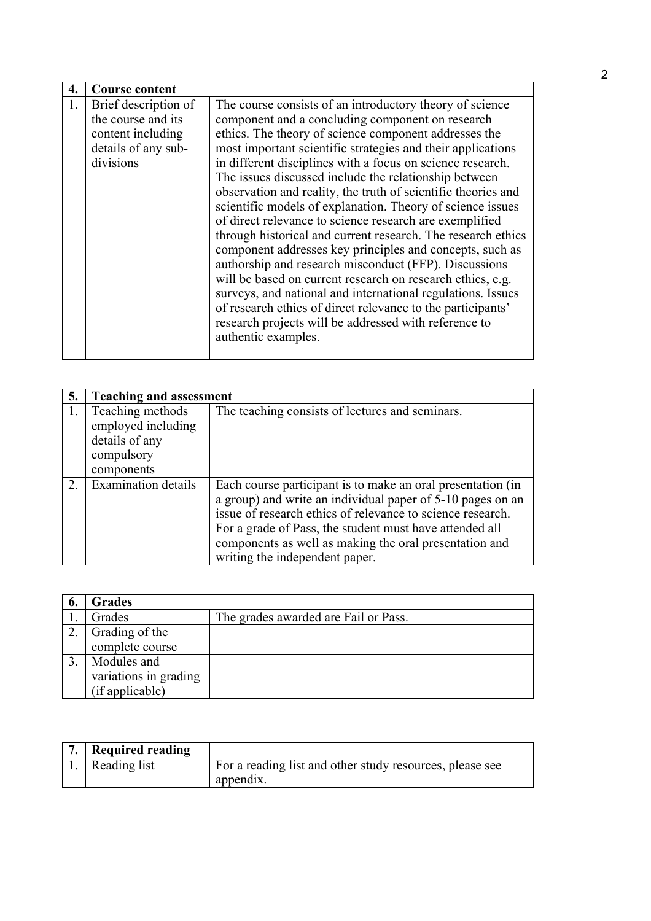| 4. | Course content | |
|---|---|---|
| 1. | Brief description of the course and its content including details of any sub-divisions | The course consists of an introductory theory of science component and a concluding component on research ethics. The theory of science component addresses the most important scientific strategies and their applications in different disciplines with a focus on science research. The issues discussed include the relationship between observation and reality, the truth of scientific theories and scientific models of explanation. Theory of science issues of direct relevance to science research are exemplified through historical and current research. The research ethics component addresses key principles and concepts, such as authorship and research misconduct (FFP). Discussions will be based on current research on research ethics, e.g. surveys, and national and international regulations. Issues of research ethics of direct relevance to the participants' research projects will be addressed with reference to authentic examples. |

| 5. | Teaching and assessment | |
|---|---|---|
| 1. | Teaching methods employed including details of any compulsory components | The teaching consists of lectures and seminars. |
| 2. | Examination details | Each course participant is to make an oral presentation (in a group) and write an individual paper of 5-10 pages on an issue of research ethics of relevance to science research. For a grade of Pass, the student must have attended all components as well as making the oral presentation and writing the independent paper. |

| 6. | Grades | |
|---|---|---|
| 1. | Grades | The grades awarded are Fail or Pass. |
| 2. | Grading of the complete course | |
| 3. | Modules and variations in grading (if applicable) | |

| 7. | Required reading | |
|---|---|---|
| 1. | Reading list | For a reading list and other study resources, please see appendix. |